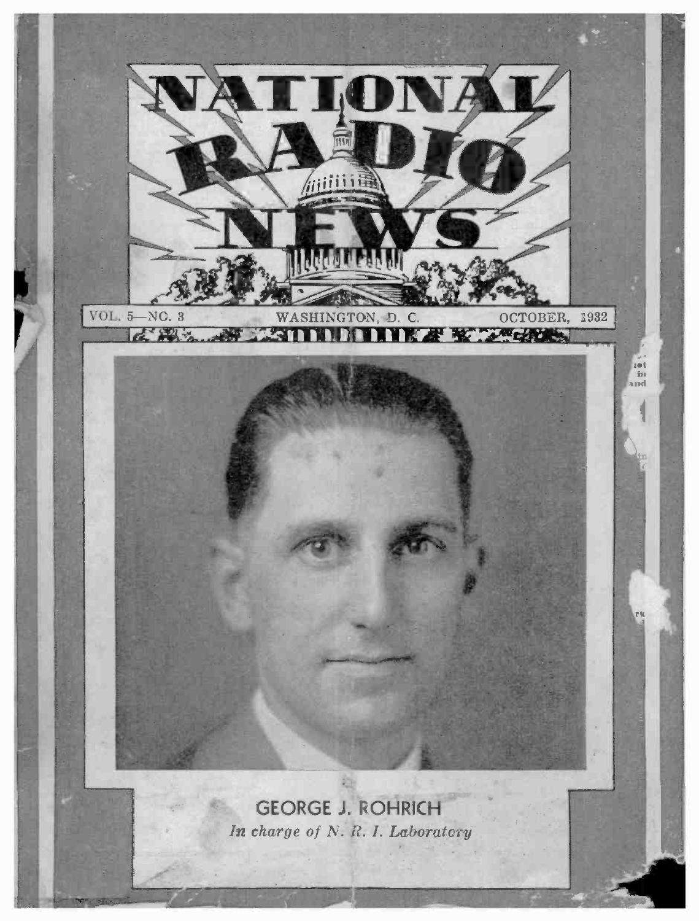# NATIONAL RADIO NEWS

VOL. 5—NO. 3 WASHINGTON, D. C. OCTOBER, 1932

GEORGE J. ROHRICH

*In charge of N. R. I. Laboratory*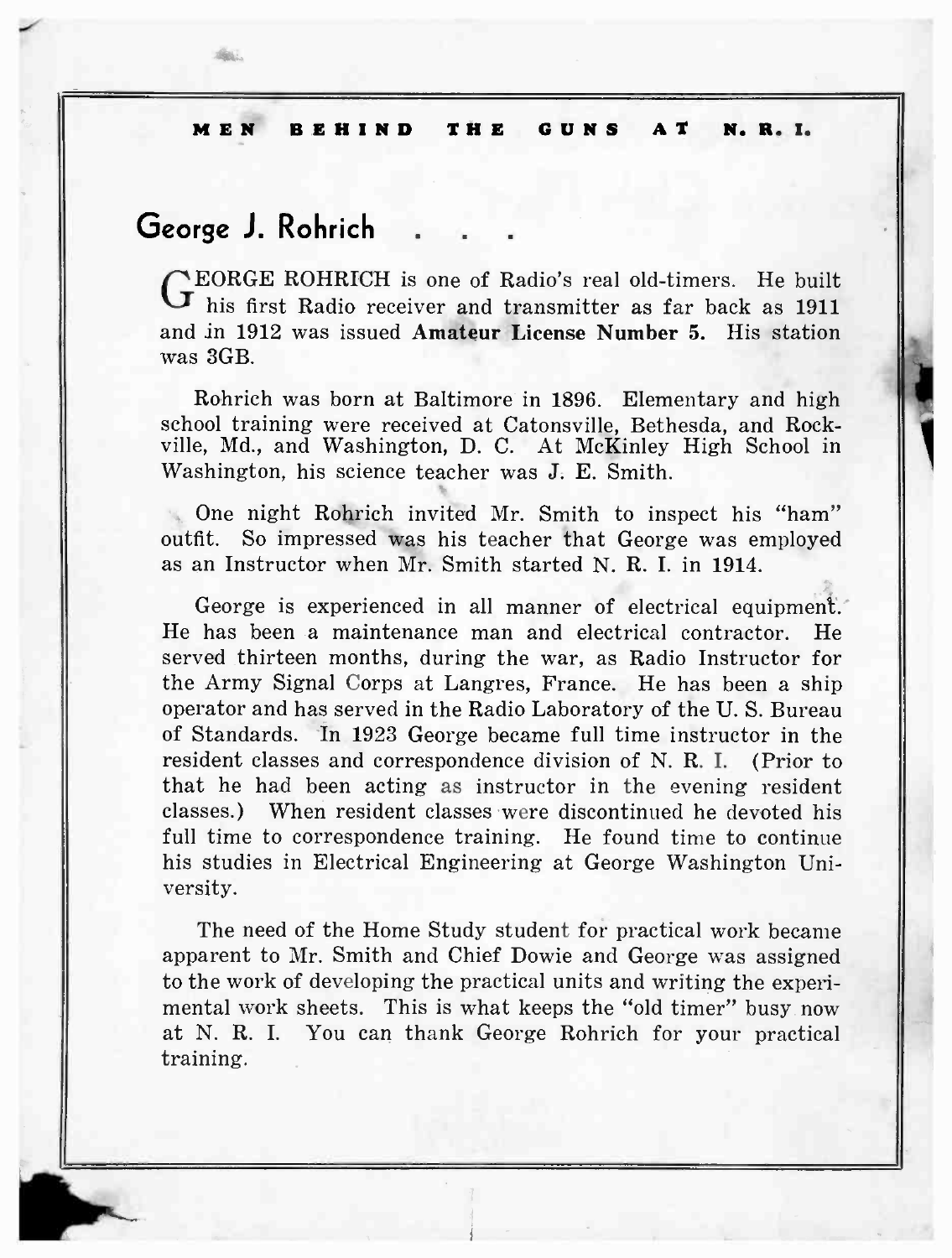**MEN BEHIND THE GUNS AT N. R. I.**

## George J. Rohrich . . .

GEORGE ROHRICH is one of Radio's real old-timers. He built his first Radio receiver and transmitter as far back as 1911 and in 1912 was issued **Amateur License Number 5.** His station was 3GB.

Rohrich was born at Baltimore in 1896. Elementary and high school training were received at Catonsville, Bethesda, and Rockville, Md., and Washington, D. C. At McKinley High School in Washington, his science teacher was J. E. Smith.

One night Rohrich invited Mr. Smith to inspect his "ham" outfit. So impressed was his teacher that George was employed as an Instructor when Mr. Smith started N. R. I. in 1914.

George is experienced in all manner of electrical equipment. He has been a maintenance man and electrical contractor. He served thirteen months, during the war, as Radio Instructor for the Army Signal Corps at Langres, France. He has been a ship operator and has served in the Radio Laboratory of the U. S. Bureau of Standards. In 1923 George became full time instructor in the resident classes and correspondence division of N. R. I. (Prior to that he had been acting as instructor in the evening resident classes.) When resident classes were discontinued he devoted his full time to correspondence training. He found time to continue his studies in Electrical Engineering at George Washington University.

The need of the Home Study student for practical work became apparent to Mr. Smith and Chief Dowie and George was assigned to the work of developing the practical units and writing the experimental work sheets. This is what keeps the "old timer" busy now at N. R. I. You can thank George Rohrich for your practical training.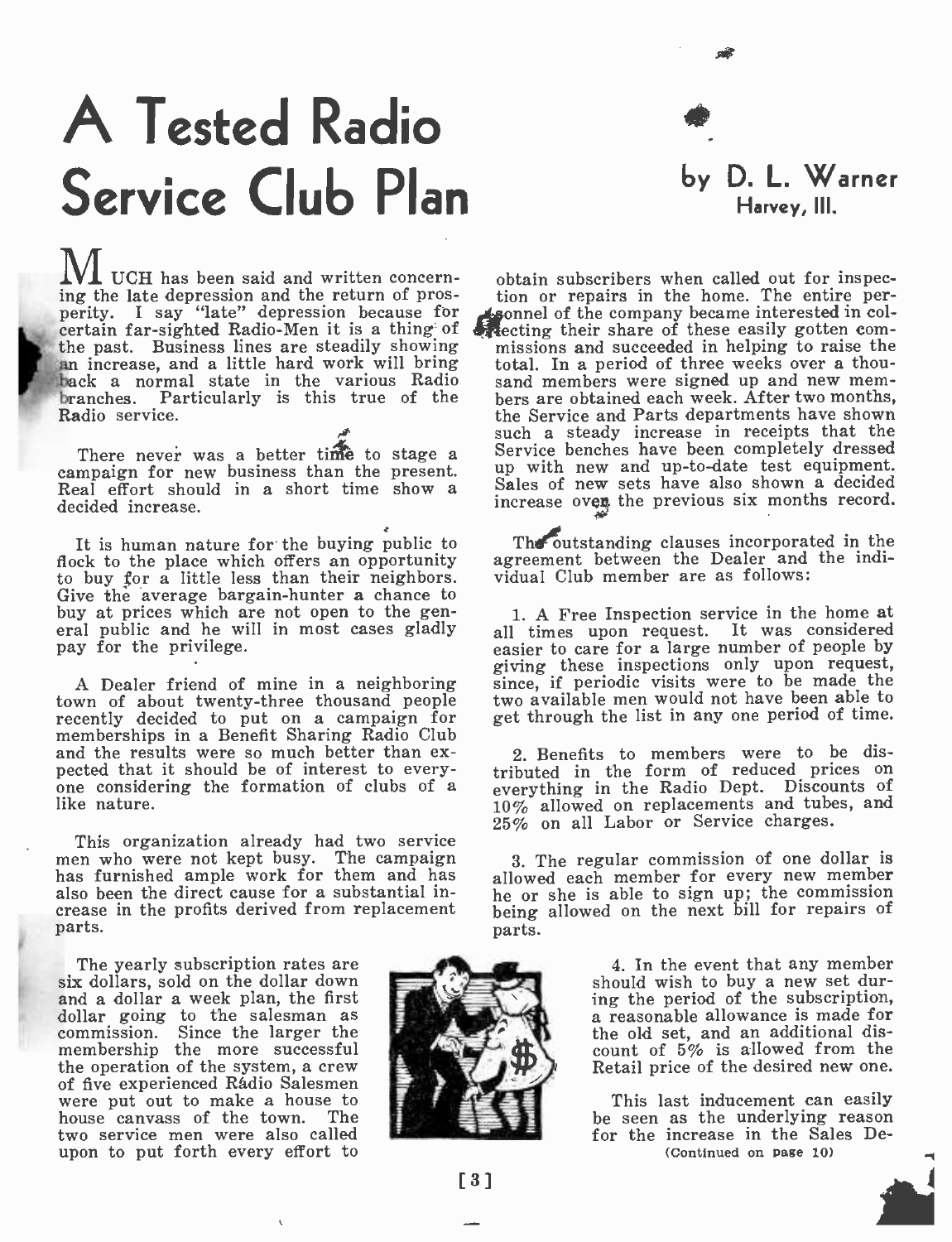# A Tested Radio Service Club Plan

**by D. L. Warner**
Harvey, Ill.

MUCH has been said and written concerning the late depression and the return of prosperity. I say "late" depression because for certain far-sighted Radio-Men it is a thing of the past. Business lines are steadily showing an increase, and a little hard work will bring back a normal state in the various Radio branches. Particularly is this true of the Radio service.

There never was a better time to stage a campaign for new business than the present. Real effort should in a short time show a decided increase.

It is human nature for the buying public to flock to the place which offers an opportunity to buy for a little less than their neighbors. Give the average bargain-hunter a chance to buy at prices which are not open to the general public and he will in most cases gladly pay for the privilege.

A Dealer friend of mine in a neighboring town of about twenty-three thousand people recently decided to put on a campaign for memberships in a Benefit Sharing Radio Club and the results were so much better than expected that it should be of interest to everyone considering the formation of clubs of a like nature.

This organization already had two service men who were not kept busy. The campaign has furnished ample work for them and has also been the direct cause for a substantial increase in the profits derived from replacement parts.

The yearly subscription rates are six dollars, sold on the dollar down and a dollar a week plan, the first dollar going to the salesman as commission. Since the larger the membership the more successful the operation of the system, a crew of five experienced Rádio Salesmen were put out to make a house to house canvass of the town. The two service men were also called upon to put forth every effort to obtain subscribers when called out for inspection or repairs in the home. The entire personnel of the company became interested in collecting their share of these easily gotten commissions and succeeded in helping to raise the total. In a period of three weeks over a thousand members were signed up and new members are obtained each week. After two months, the Service and Parts departments have shown such a steady increase in receipts that the Service benches have been completely dressed up with new and up-to-date test equipment. Sales of new sets have also shown a decided increase over the previous six months record.

The outstanding clauses incorporated in the agreement between the Dealer and the individual Club member are as follows:

1. A Free Inspection service in the home at all times upon request. It was considered easier to care for a large number of people by giving these inspections only upon request, since, if periodic visits were to be made the two available men would not have been able to get through the list in any one period of time.

2. Benefits to members were to be distributed in the form of reduced prices on everything in the Radio Dept. Discounts of 10% allowed on replacements and tubes, and 25% on all Labor or Service charges.

3. The regular commission of one dollar is allowed each member for every new member he or she is able to sign up; the commission being allowed on the next bill for repairs of parts.

4. In the event that any member should wish to buy a new set during the period of the subscription, a reasonable allowance is made for the old set, and an additional discount of 5% is allowed from the Retail price of the desired new one.

This last inducement can easily be seen as the underlying reason for the increase in the Sales De-

(Continued on page 10)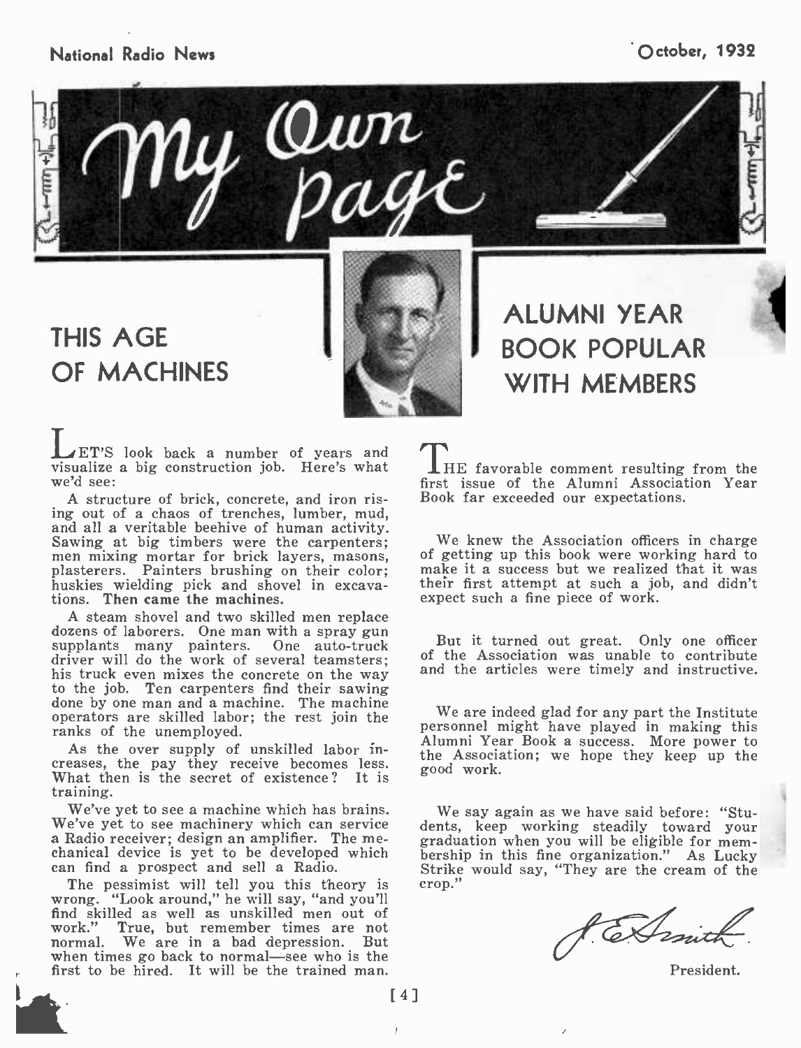# My Own Page

## THIS AGE OF MACHINES

LET'S look back a number of years and visualize a big construction job. Here's what we'd see:

A structure of brick, concrete, and iron rising out of a chaos of trenches, lumber, mud, and all a veritable beehive of human activity. Sawing at big timbers were the carpenters; men mixing mortar for brick layers, masons, plasterers. Painters brushing on their color; huskies wielding pick and shovel in excavations. **Then came the machines.**

A steam shovel and two skilled men replace dozens of laborers. One man with a spray gun supplants many painters. One auto-truck driver will do the work of several teamsters; his truck even mixes the concrete on the way to the job. Ten carpenters find their sawing done by one man and a machine. The machine operators are skilled labor; the rest join the ranks of the unemployed.

As the over supply of unskilled labor increases, the pay they receive becomes less. What then is the secret of existence? It is training.

We've yet to see a machine which has brains. We've yet to see machinery which can service a Radio receiver; design an amplifier. The mechanical device is yet to be developed which can find a prospect and sell a Radio.

The pessimist will tell you this theory is wrong. "Look around," he will say, "and you'll find skilled as well as unskilled men out of work." True, but remember times are not normal. We are in a bad depression. But when times go back to normal—see who is the first to be hired. It will be the trained man.

## ALUMNI YEAR BOOK POPULAR WITH MEMBERS

THE favorable comment resulting from the first issue of the Alumni Association Year Book far exceeded our expectations.

We knew the Association officers in charge of getting up this book were working hard to make it a success but we realized that it was their first attempt at such a job, and didn't expect such a fine piece of work.

But it turned out great. Only one officer of the Association was unable to contribute and the articles were timely and instructive.

We are indeed glad for any part the Institute personnel might have played in making this Alumni Year Book a success. More power to the Association; we hope they keep up the good work.

We say again as we have said before: "Students, keep working steadily toward your graduation when you will be eligible for membership in this fine organization." As Lucky Strike would say, "They are the cream of the crop."

J. E. Smith

President.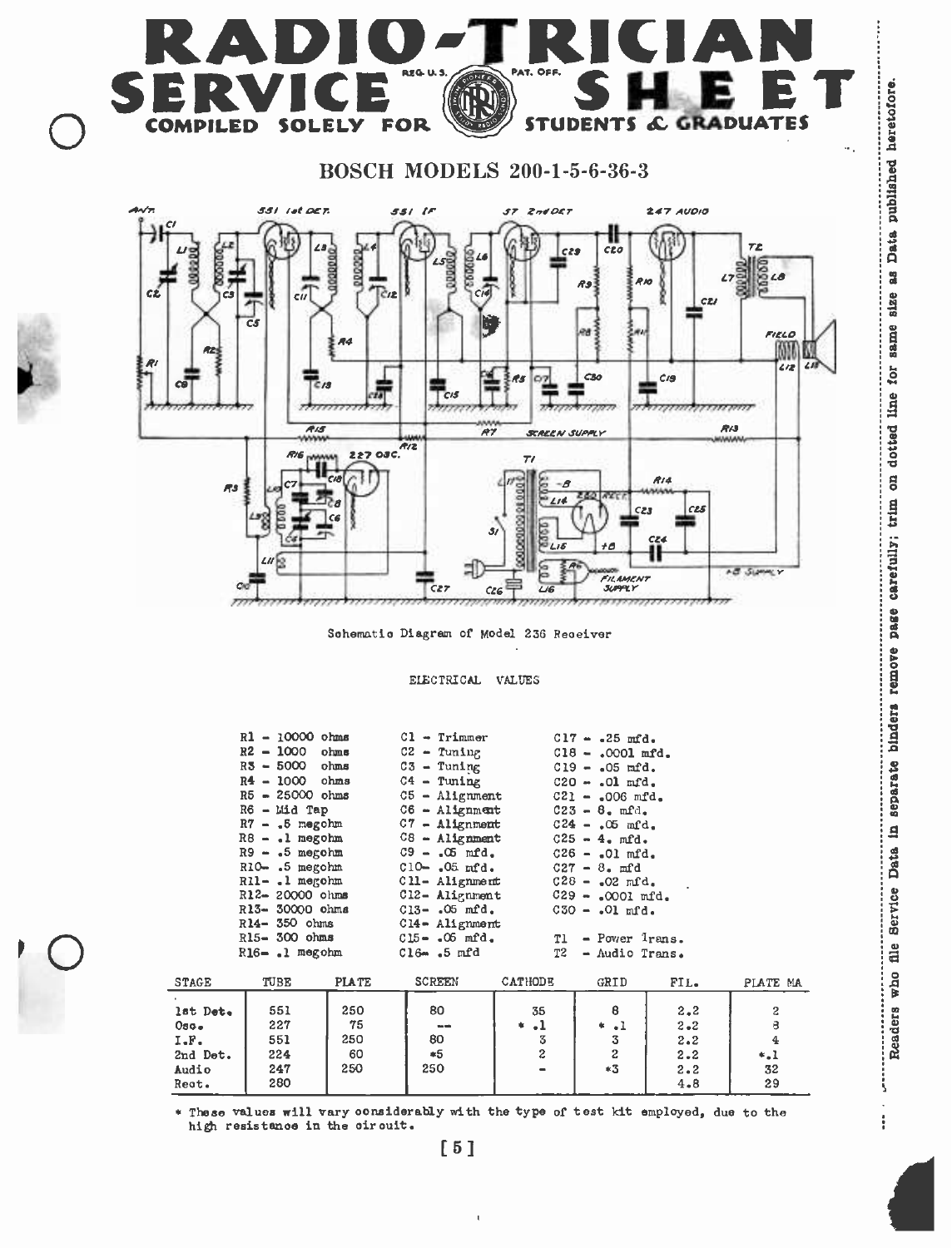# RADIO-TRICIAN SERVICE SHEET

COMPILED SOLELY FOR STUDENTS & GRADUATES

## BOSCH MODELS 200-1-5-6-36-3

Schematic Diagram of Model 236 Receiver

ELECTRICAL VALUES

| | | |
|---|---|---|
| R1 - 10000 ohms | C1 - Trimmer | C17 - .25 mfd. |
| R2 - 1000 ohms | C2 - Tuning | C18 - .0001 mfd. |
| R3 - 5000 ohms | C3 - Tuning | C19 - .05 mfd. |
| R4 - 1000 ohms | C4 - Tuning | C20 - .01 mfd. |
| R5 - 25000 ohms | C5 - Alignment | C21 - .006 mfd. |
| R6 - Mid Tap | C6 - Alignment | C23 - 8. mfd. |
| R7 - .5 megohm | C7 - Alignment | C24 - .05 mfd. |
| R8 - .1 megohm | C8 - Alignment | C25 - 4. mfd. |
| R9 - .5 megohm | C9 - .05 mfd. | C26 - .01 mfd. |
| R10- .5 megohm | C10- .05 mfd. | C27 - 8. mfd |
| R11- .1 megohm | C11- Alignment | C28 - .02 mfd. |
| R12- 20000 ohms | C12- Alignment | C29 - .0001 mfd. |
| R13- 30000 ohms | C13- .05 mfd. | C30 - .01 mfd. |
| R14- 350 ohms | C14- Alignment | |
| R15- 300 ohms | C15- .05 mfd. | T1 - Power Trans. |
| R16- .1 megohm | C16- .5 mfd | T2 - Audio Trans. |

| STAGE | TUBE | PLATE | SCREEN | CATHODE | GRID | FIL. | PLATE MA |
|---|---|---|---|---|---|---|---|
| 1st Det. | 551 | 250 | 80 | 35 | 8 | 2.2 | 2 |
| Osc. | 227 | 75 | -- | * .1 | * .1 | 2.2 | 8 |
| I.F. | 551 | 250 | 80 | 3 | 3 | 2.2 | 4 |
| 2nd Det. | 224 | 60 | *5 | 2 | 2 | 2.2 | *.1 |
| Audio | 247 | 250 | 250 | - | *3 | 2.2 | 32 |
| Rect. | 280 | | | | | 4.8 | 29 |

\* These values will vary considerably with the type of test kit employed, due to the high resistance in the circuit.

Readers who file Service Data in separate binders remove page carefully; trim on dotted line for same size as Data published heretofore.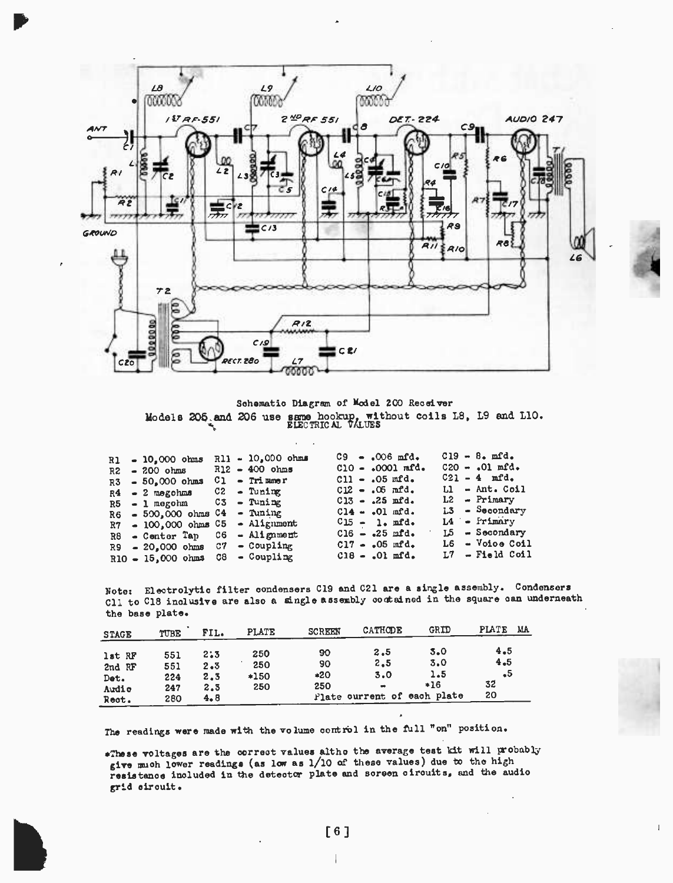Schematic Diagram of Model 200 Receiver

Models 205 and 206 use same hookup, without coils L8, L9 and L10.

ELECTRICAL VALUES

| | | | |
|---|---|---|---|
| R1 - 10,000 ohms | R11 - 10,000 ohms | C9 - .006 mfd. | C19 - 8. mfd. |
| R2 - 200 ohms | R12 - 400 ohms | C10 - .0001 mfd. | C20 - .01 mfd. |
| R3 - 50,000 ohms | C1 - Trimmer | C11 - .05 mfd. | C21 - 4 mfd. |
| R4 - 2 megohms | C2 - Tuning | C12 - .05 mfd. | L1 - Ant. Coil |
| R5 - 1 megohm | C3 - Tuning | C13 - .25 mfd. | L2 - Primary |
| R6 - 500,000 ohms | C4 - Tuning | C14 - .01 mfd. | L3 - Secondary |
| R7 - 100,000 ohms | C5 - Alignment | C15 - 1. mfd. | L4 - Primary |
| R8 - Center Tap | C6 - Alignment | C16 - .25 mfd. | L5 - Secondary |
| R9 - 20,000 ohms | C7 - Coupling | C17 - .05 mfd. | L6 - Voice Coil |
| R10 - 15,000 ohms | C8 - Coupling | C18 - .01 mfd. | L7 - Field Coil |

Note: Electrolytic filter condensers C19 and C21 are a single assembly. Condensers C11 to C18 inclusive are also a single assembly contained in the square can underneath the base plate.

| STAGE | TUBE | FIL. | PLATE | SCREEN | CATHODE | GRID | PLATE MA |
|---|---|---|---|---|---|---|---|
| 1st RF | 551 | 2.3 | 250 | 90 | 2.5 | 3.0 | 4.5 |
| 2nd RF | 551 | 2.3 | 250 | 90 | 2.5 | 3.0 | 4.5 |
| Det. | 224 | 2.3 | *150 | *20 | 3.0 | 1.5 | .5 |
| Audio | 247 | 2.3 | 250 | 250 | - | *16 | 32 |
| Rect. | 280 | 4.8 | | Plate current of each plate | | | 20 |

The readings were made with the volume control in the full "on" position.

*These voltages are the correct values altho the average test kit will probably give much lower readings (as low as 1/10 of these values) due to the high resistance included in the detector plate and screen circuits, and the audio grid circuit.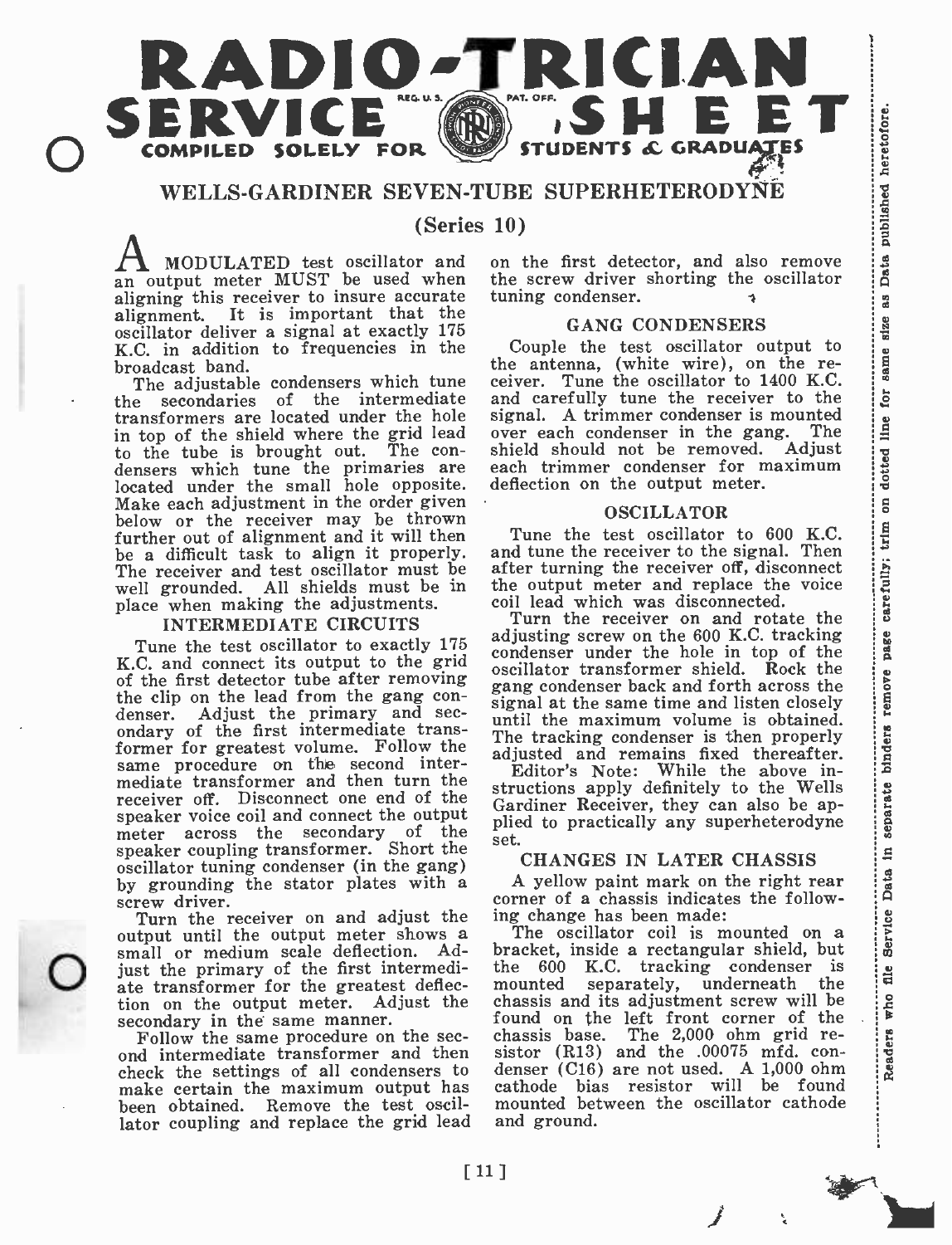# RADIO-TRICIAN SERVICE SHEET

COMPILED SOLELY FOR STUDENTS & GRADUATES

## WELLS-GARDINER SEVEN-TUBE SUPERHETERODYNE

### (Series 10)

A MODULATED test oscillator and an output meter MUST be used when aligning this receiver to insure accurate alignment. It is important that the oscillator deliver a signal at exactly 175 K.C. in addition to frequencies in the broadcast band.

The adjustable condensers which tune the secondaries of the intermediate transformers are located under the hole in top of the shield where the grid lead to the tube is brought out. The condensers which tune the primaries are located under the small hole opposite. Make each adjustment in the order given below or the receiver may be thrown further out of alignment and it will then be a difficult task to align it properly. The receiver and test oscillator must be well grounded. All shields must be in place when making the adjustments.

#### INTERMEDIATE CIRCUITS

Tune the test oscillator to exactly 175 K.C. and connect its output to the grid of the first detector tube after removing the clip on the lead from the gang condenser. Adjust the primary and secondary of the first intermediate transformer for greatest volume. Follow the same procedure on the second intermediate transformer and then turn the receiver off. Disconnect one end of the speaker voice coil and connect the output meter across the secondary of the speaker coupling transformer. Short the oscillator tuning condenser (in the gang) by grounding the stator plates with a screw driver.

Turn the receiver on and adjust the output until the output meter shows a small or medium scale deflection. Adjust the primary of the first intermediate transformer for the greatest deflection on the output meter. Adjust the secondary in the same manner.

Follow the same procedure on the second intermediate transformer and then check the settings of all condensers to make certain the maximum output has been obtained. Remove the test oscillator coupling and replace the grid lead on the first detector, and also remove the screw driver shorting the oscillator tuning condenser.

#### GANG CONDENSERS

Couple the test oscillator output to the antenna, (white wire), on the receiver. Tune the oscillator to 1400 K.C. and carefully tune the receiver to the signal. A trimmer condenser is mounted over each condenser in the gang. The shield should not be removed. Adjust each trimmer condenser for maximum deflection on the output meter.

#### OSCILLATOR

Tune the test oscillator to 600 K.C. and tune the receiver to the signal. Then after turning the receiver off, disconnect the output meter and replace the voice coil lead which was disconnected.

Turn the receiver on and rotate the adjusting screw on the 600 K.C. tracking condenser under the hole in top of the oscillator transformer shield. Rock the gang condenser back and forth across the signal at the same time and listen closely until the maximum volume is obtained. The tracking condenser is then properly adjusted and remains fixed thereafter.

Editor's Note: While the above instructions apply definitely to the Wells Gardiner Receiver, they can also be applied to practically any superheterodyne set.

#### CHANGES IN LATER CHASSIS

A yellow paint mark on the right rear corner of a chassis indicates the following change has been made:

The oscillator coil is mounted on a bracket, inside a rectangular shield, but the 600 K.C. tracking condenser is mounted separately, underneath the chassis and its adjustment screw will be found on the left front corner of the chassis base. The 2,000 ohm grid resistor (R13) and the .00075 mfd. condenser (C16) are not used. A 1,000 ohm cathode bias resistor will be found mounted between the oscillator cathode and ground.

Readers who file Service Data in separate binders remove page carefully; trim on dotted line for same size as Data published heretofore.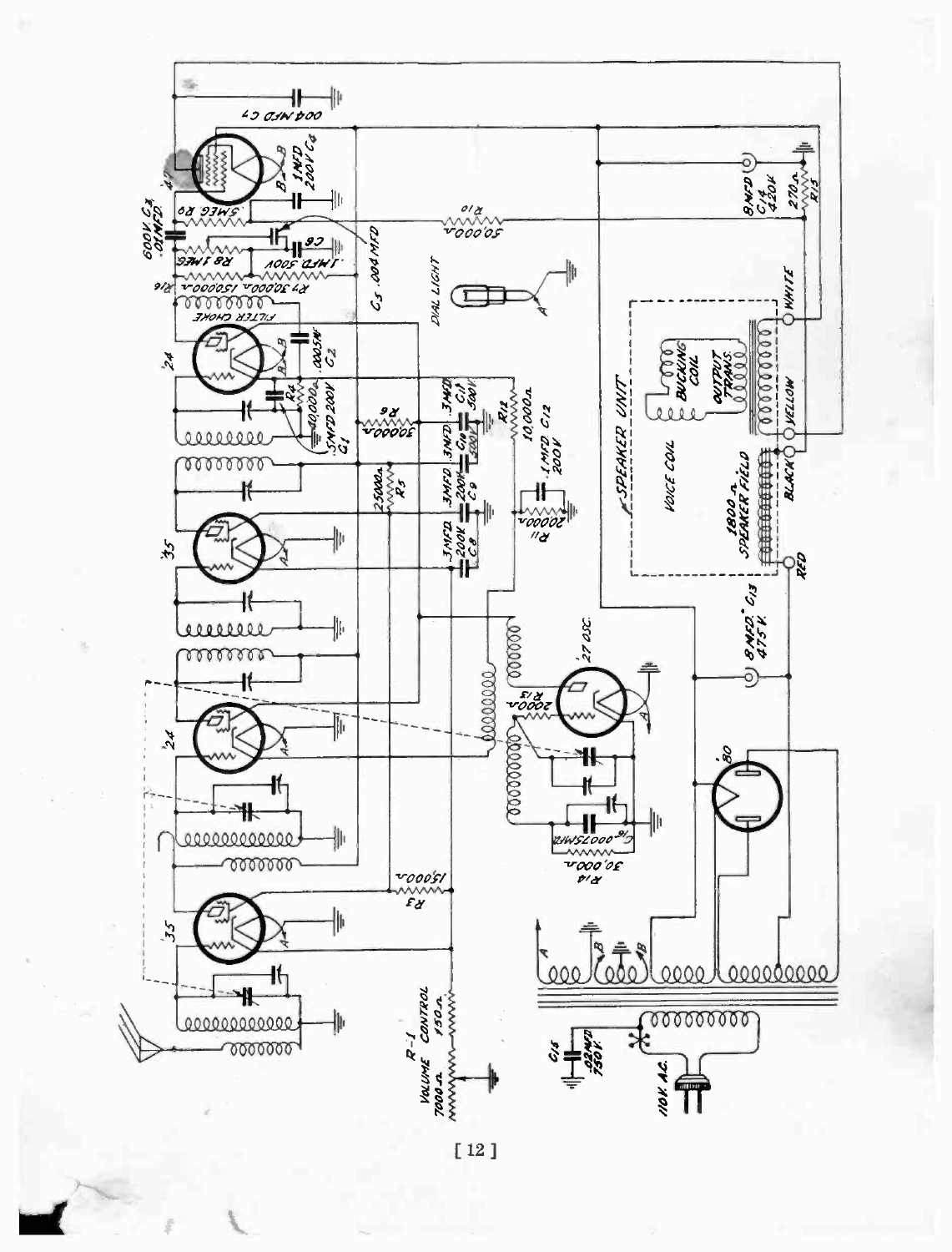'35 '24 '35 '24 '47 '27 OSC. '80

R-1 VOLUME CONTROL 7000 Ω. 150 Ω.

R3 15000 Ω.

R5 25000 Ω.

R6 30000 Ω.

R4 40,000 Ω.

R7 30,000 Ω.

R16 150000 Ω.

R8 1 MEG

R9 .5 MEG

R10 50,000 Ω.

R11 20000 Ω.

R12 10,000 Ω.

R13 2000 Ω.

R14 30,000 Ω.

R15 270 Ω.

C1 .3 MFD 200V

C2 .0005 M.

C3 .01 MFD. 600V

C4 1 MFD 200V

C5 .004 MFD

C6 .1 MFD. 500V

C7 .004 MFD

C8 .3 MFD. 200V

C9 .3 MFD. 200V

C10 .3 MFD. 500V

C11 .3 MFD. 500V

C12 .1 MFD 200V

C13 8 MFD. 475 V.

C14 8 MFD 420V

C15 .02 MFD 750V.

C16 .00075 MFD.

FILTER CHOKE

DIAL LIGHT

SPEAKER UNIT

VOICE COIL

BUCKING COIL

OUTPUT TRANS.

1800 Ω. SPEAKER FIELD

RED BLACK YELLOW WHITE

110 V. A.C.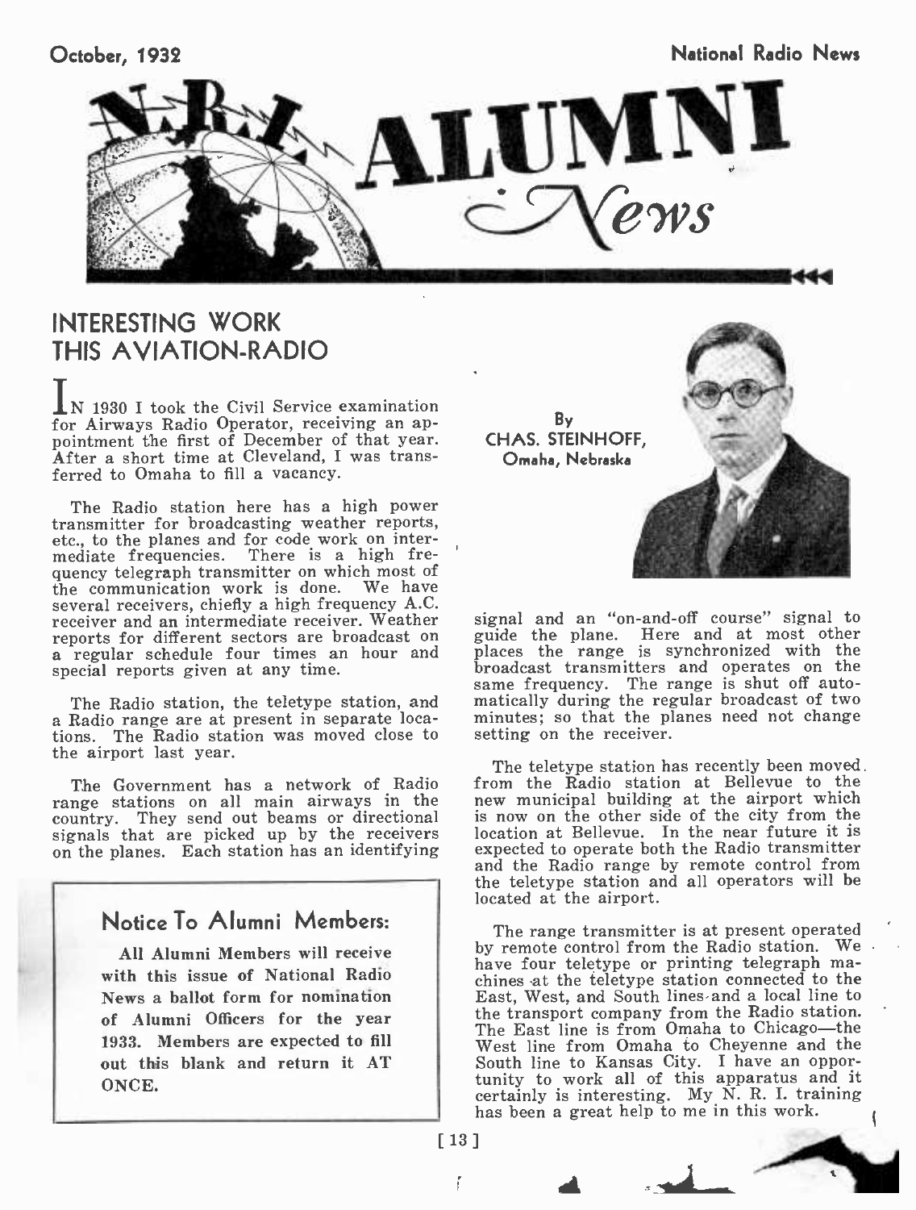# N.R.I. ALUMNI News

## INTERESTING WORK THIS AVIATION-RADIO

By CHAS. STEINHOFF, Omaha, Nebraska

IN 1930 I took the Civil Service examination for Airways Radio Operator, receiving an appointment the first of December of that year. After a short time at Cleveland, I was transferred to Omaha to fill a vacancy.

The Radio station here has a high power transmitter for broadcasting weather reports, etc., to the planes and for code work on intermediate frequencies. There is a high frequency telegraph transmitter on which most of the communication work is done. We have several receivers, chiefly a high frequency A.C. receiver and an intermediate receiver. Weather reports for different sectors are broadcast on a regular schedule four times an hour and special reports given at any time.

The Radio station, the teletype station, and a Radio range are at present in separate locations. The Radio station was moved close to the airport last year.

The Government has a network of Radio range stations on all main airways in the country. They send out beams or directional signals that are picked up by the receivers on the planes. Each station has an identifying signal and an "on-and-off course" signal to guide the plane. Here and at most other places the range is synchronized with the broadcast transmitters and operates on the same frequency. The range is shut off automatically during the regular broadcast of two minutes; so that the planes need not change setting on the receiver.

The teletype station has recently been moved from the Radio station at Bellevue to the new municipal building at the airport which is now on the other side of the city from the location at Bellevue. In the near future it is expected to operate both the Radio transmitter and the Radio range by remote control from the teletype station and all operators will be located at the airport.

The range transmitter is at present operated by remote control from the Radio station. We have four teletype or printing telegraph machines at the teletype station connected to the East, West, and South lines and a local line to the transport company from the Radio station. The East line is from Omaha to Chicago—the West line from Omaha to Cheyenne and the South line to Kansas City. I have an opportunity to work all of this apparatus and it certainly is interesting. My N. R. I. training has been a great help to me in this work.

### Notice To Alumni Members:

**All Alumni Members will receive with this issue of National Radio News a ballot form for nomination of Alumni Officers for the year 1933. Members are expected to fill out this blank and return it AT ONCE.**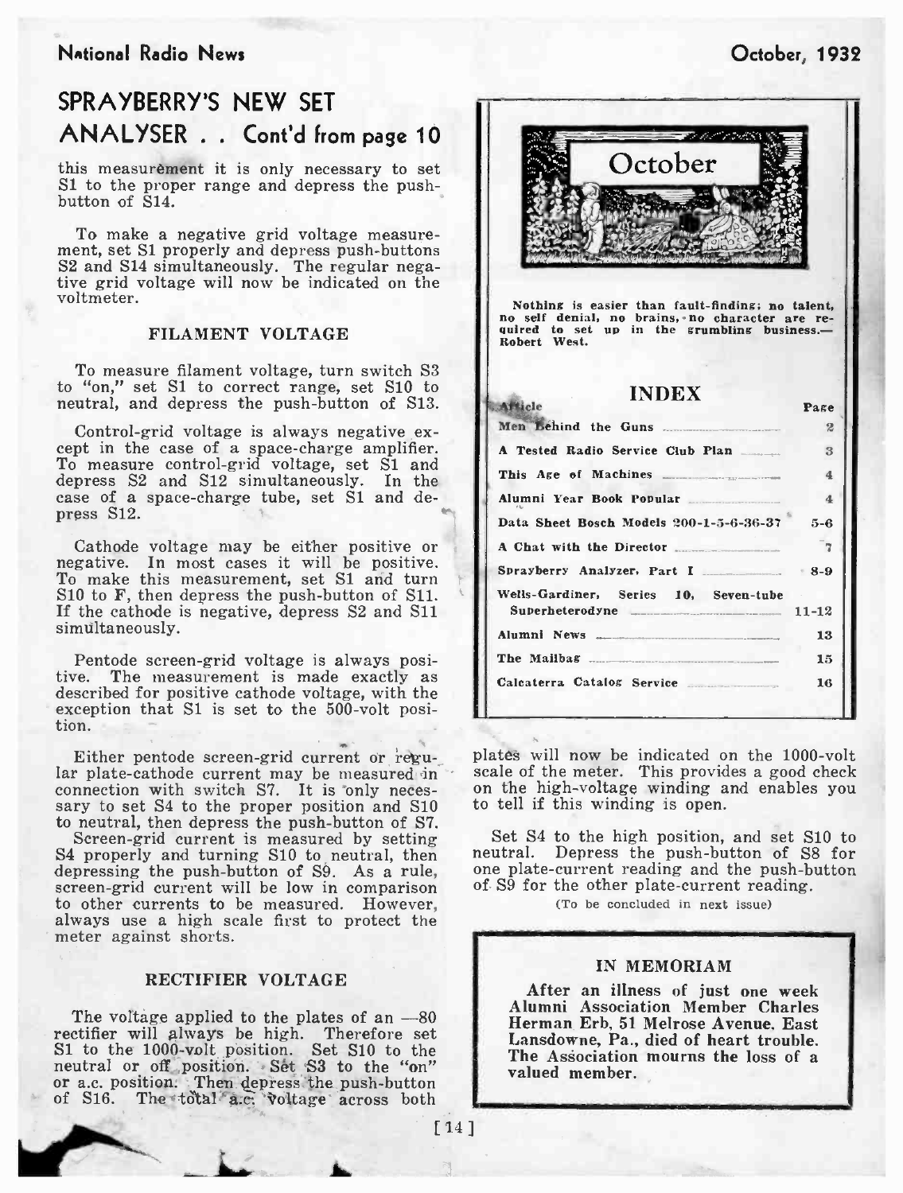## SPRAYBERRY'S NEW SET ANALYSER . . Cont'd from page 10

this measurement it is only necessary to set S1 to the proper range and depress the push-button of S14.

To make a negative grid voltage measurement, set S1 properly and depress push-buttons S2 and S14 simultaneously. The regular negative grid voltage will now be indicated on the voltmeter.

### FILAMENT VOLTAGE

To measure filament voltage, turn switch S3 to "on," set S1 to correct range, set S10 to neutral, and depress the push-button of S13.

Control-grid voltage is always negative except in the case of a space-charge amplifier. To measure control-grid voltage, set S1 and depress S2 and S12 simultaneously. In the case of a space-charge tube, set S1 and depress S12.

Cathode voltage may be either positive or negative. In most cases it will be positive. To make this measurement, set S1 and turn S10 to F, then depress the push-button of S11. If the cathode is negative, depress S2 and S11 simultaneously.

Pentode screen-grid voltage is always positive. The measurement is made exactly as described for positive cathode voltage, with the exception that S1 is set to the 500-volt position.

Either pentode screen-grid current or regular plate-cathode current may be measured in connection with switch S7. It is only necessary to set S4 to the proper position and S10 to neutral, then depress the push-button of S7.

Screen-grid current is measured by setting S4 properly and turning S10 to neutral, then depressing the push-button of S9. As a rule, screen-grid current will be low in comparison to other currents to be measured. However, always use a high scale first to protect the meter against shorts.

### RECTIFIER VOLTAGE

The voltage applied to the plates of an —80 rectifier will always be high. Therefore set S1 to the 1000-volt position. Set S10 to the neutral or off position. Set S3 to the "on" or a.c. position. Then depress the push-button of S16. The total a.c. voltage across both plates will now be indicated on the 1000-volt scale of the meter. This provides a good check on the high-voltage winding and enables you to tell if this winding is open.

Set S4 to the high position, and set S10 to neutral. Depress the push-button of S8 for one plate-current reading and the push-button of S9 for the other plate-current reading.

(To be concluded in next issue)

---

**October**

Nothing is easier than fault-finding; no talent, no self denial, no brains, no character are required to set up in the grumbling business.—Robert West.

## INDEX

| Article | Page |
|---|---|
| Men Behind the Guns | 2 |
| A Tested Radio Service Club Plan | 3 |
| This Age of Machines | 4 |
| Alumni Year Book Popular | 4 |
| Data Sheet Bosch Models 200-1-5-6-36-37 | 5-6 |
| A Chat with the Director | 7 |
| Sprayberry Analyzer, Part I | 8-9 |
| Wells-Gardiner, Series 10, Seven-tube Superheterodyne | 11-12 |
| Alumni News | 13 |
| The Mailbag | 15 |
| Calcaterra Catalog Service | 16 |

---

### IN MEMORIAM

**After an illness of just one week Alumni Association Member Charles Herman Erb, 51 Melrose Avenue, East Lansdowne, Pa., died of heart trouble. The Association mourns the loss of a valued member.**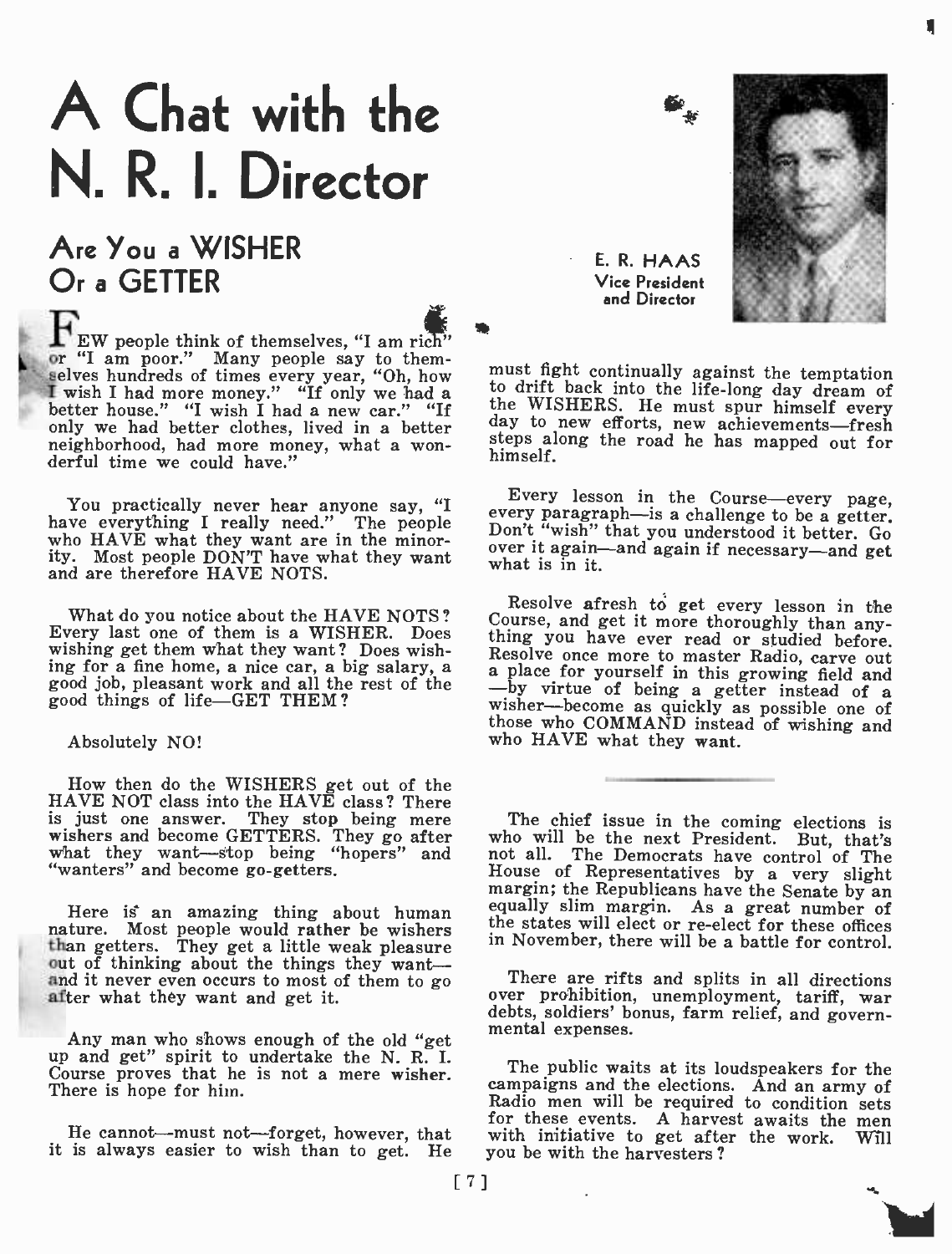# A Chat with the N. R. I. Director

## Are You a WISHER Or a GETTER

E. R. HAAS
Vice President
and Director

FEW people think of themselves, "I am rich" or "I am poor." Many people say to themselves hundreds of times every year, "Oh, how I wish I had more money." "If only we had a better house." "I wish I had a new car." "If only we had better clothes, lived in a better neighborhood, had more money, what a wonderful time we could have."

You practically never hear anyone say, "I have everything I really need." The people who HAVE what they want are in the minority. Most people DON'T have what they want and are therefore HAVE NOTS.

What do you notice about the HAVE NOTS? Every last one of them is a WISHER. Does wishing get them what they want? Does wishing for a fine home, a nice car, a big salary, a good job, pleasant work and all the rest of the good things of life—GET THEM?

Absolutely NO!

How then do the WISHERS get out of the HAVE NOT class into the HAVE class? There is just one answer. They stop being mere wishers and become GETTERS. They go after what they want—stop being "hopers" and "wanters" and become go-getters.

Here is an amazing thing about human nature. Most people would rather be wishers than getters. They get a little weak pleasure out of thinking about the things they want—and it never even occurs to most of them to go after what they want and get it.

Any man who shows enough of the old "get up and get" spirit to undertake the N. R. I. Course proves that he is not a mere wisher. There is hope for him.

He cannot—must not—forget, however, that it is always easier to wish than to get. He must fight continually against the temptation to drift back into the life-long day dream of the WISHERS. He must spur himself every day to new efforts, new achievements—fresh steps along the road he has mapped out for himself.

Every lesson in the Course—every page, every paragraph—is a challenge to be a getter. Don't "wish" that you understood it better. Go over it again—and again if necessary—and get what is in it.

Resolve afresh to get every lesson in the Course, and get it more thoroughly than anything you have ever read or studied before. Resolve once more to master Radio, carve out a place for yourself in this growing field and —by virtue of being a getter instead of a wisher—become as quickly as possible one of those who COMMAND instead of wishing and who HAVE what they want.

---

The chief issue in the coming elections is who will be the next President. But, that's not all. The Democrats have control of The House of Representatives by a very slight margin; the Republicans have the Senate by an equally slim margin. As a great number of the states will elect or re-elect for these offices in November, there will be a battle for control.

There are rifts and splits in all directions over prohibition, unemployment, tariff, war debts, soldiers' bonus, farm relief, and governmental expenses.

The public waits at its loudspeakers for the campaigns and the elections. And an army of Radio men will be required to condition sets for these events. A harvest awaits the men with initiative to get after the work. Will you be with the harvesters?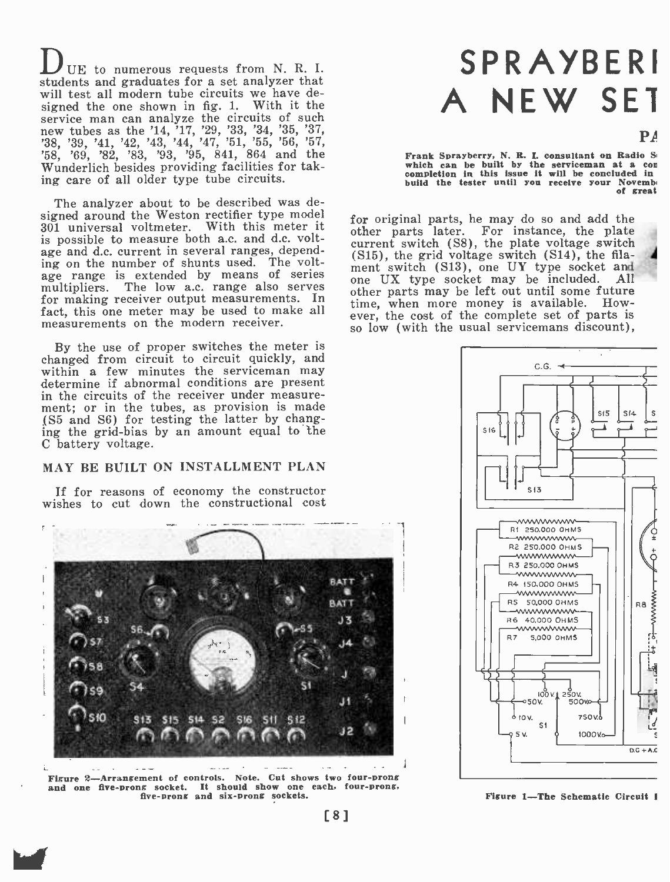# SPRAYBERI A NEW SET

PA

**Frank Sprayberry, N. R. I. consultant on Radio S which can be built by the serviceman at a co completion in this issue it will be concluded in build the tester until you receive your Novemb of great**

DUE to numerous requests from N. R. I. students and graduates for a set analyzer that will test all modern tube circuits we have designed the one shown in fig. 1. With it the service man can analyze the circuits of such new tubes as the '14, '17, '29, '33, '34, '35, '37, '38, '39, '41, '42, '43, '44, '47, '51, '55, '56, '57, '58, '69, '82, '83, '93, '95, 841, 864 and the Wunderlich besides providing facilities for taking care of all older type tube circuits.

The analyzer about to be described was designed around the Weston rectifier type model 301 universal voltmeter. With this meter it is possible to measure both a.c. and d.c. voltage and d.c. current in several ranges, depending on the number of shunts used. The voltage range is extended by means of series multipliers. The low a.c. range also serves for making receiver output measurements. In fact, this one meter may be used to make all measurements on the modern receiver.

By the use of proper switches the meter is changed from circuit to circuit quickly, and within a few minutes the serviceman may determine if abnormal conditions are present in the circuits of the receiver under measurement; or in the tubes, as provision is made (S5 and S6) for testing the latter by changing the grid-bias by an amount equal to the C battery voltage.

## MAY BE BUILT ON INSTALLMENT PLAN

If for reasons of economy the constructor wishes to cut down the constructional cost for original parts, he may do so and add the other parts later. For instance, the plate current switch (S8), the plate voltage switch (S15), the grid voltage switch (S14), the filament switch (S13), one UY type socket and one UX type socket may be included. All other parts may be left out until some future time, when more money is available. However, the cost of the complete set of parts is so low (with the usual servicemans discount),

**Figure 2—Arrangement of controls. Note. Cut shows two four-prong and one five-prong socket. It should show one each, four-prong, five-prong and six-prong sockets.**

**Figure 1—The Schematic Circuit I**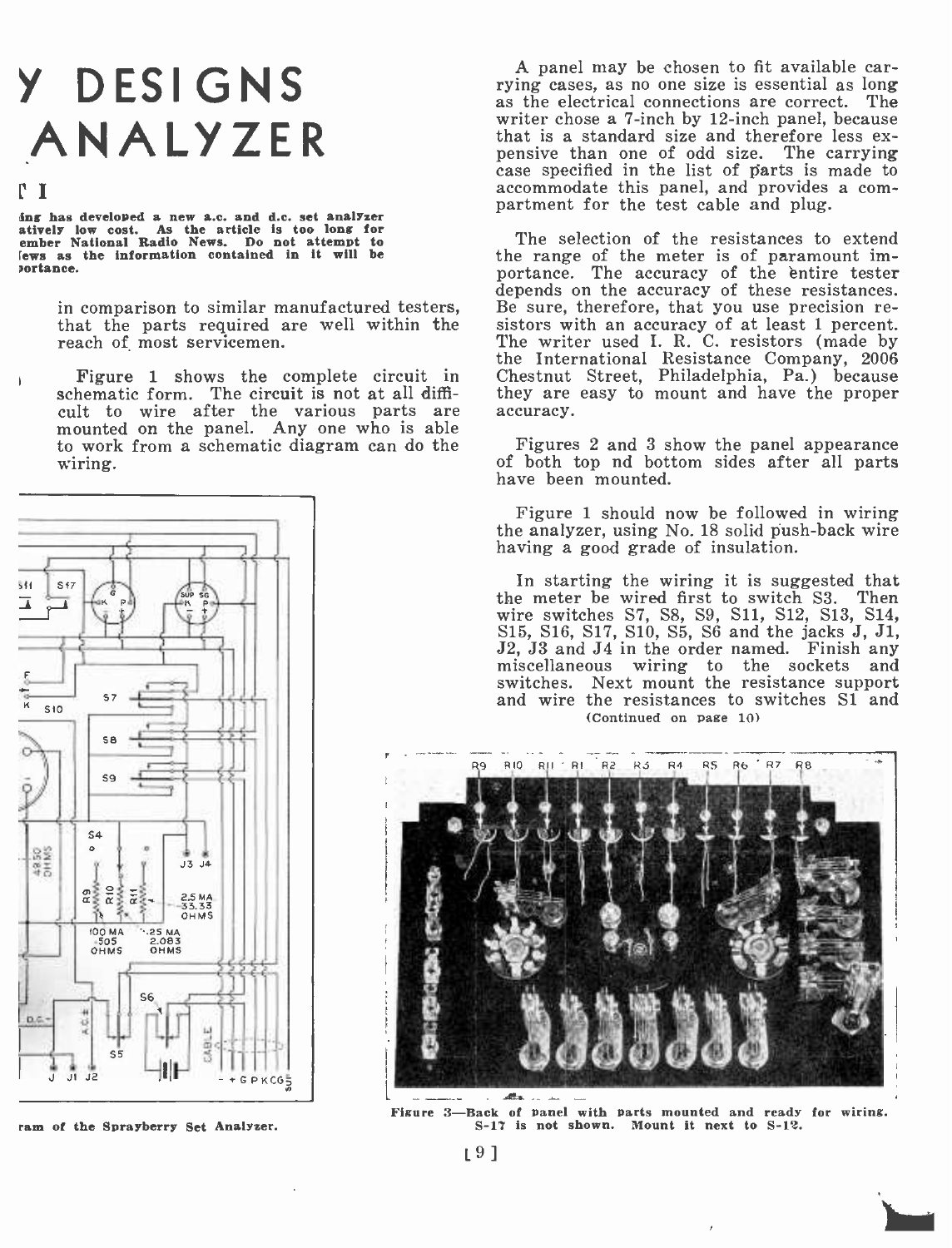# Y DESIGNS ANALYZER

**ing has developed a new a.c. and d.c. set analyzer atively low cost. As the article is too long for ember National Radio News. Do not attempt to lews as the information contained in it will be portance.**

in comparison to similar manufactured testers, that the parts required are well within the reach of most servicemen.

Figure 1 shows the complete circuit in schematic form. The circuit is not at all difficult to wire after the various parts are mounted on the panel. Any one who is able to work from a schematic diagram can do the wiring.

ram of the Sprayberry Set Analyzer.

A panel may be chosen to fit available carrying cases, as no one size is essential as long as the electrical connections are correct. The writer chose a 7-inch by 12-inch panel, because that is a standard size and therefore less expensive than one of odd size. The carrying case specified in the list of parts is made to accommodate this panel, and provides a compartment for the test cable and plug.

The selection of the resistances to extend the range of the meter is of paramount importance. The accuracy of the entire tester depends on the accuracy of these resistances. Be sure, therefore, that you use precision resistors with an accuracy of at least 1 percent. The writer used I. R. C. resistors (made by the International Resistance Company, 2006 Chestnut Street, Philadelphia, Pa.) because they are easy to mount and have the proper accuracy.

Figures 2 and 3 show the panel appearance of both top nd bottom sides after all parts have been mounted.

Figure 1 should now be followed in wiring the analyzer, using No. 18 solid push-back wire having a good grade of insulation.

In starting the wiring it is suggested that the meter be wired first to switch S3. Then wire switches S7, S8, S9, S11, S12, S13, S14, S15, S16, S17, S10, S5, S6 and the jacks J, J1, J2, J3 and J4 in the order named. Finish any miscellaneous wiring to the sockets and switches. Next mount the resistance support and wire the resistances to switches S1 and

(Continued on page 10)

Figure 3—Back of panel with parts mounted and ready for wiring. S-17 is not shown. Mount it next to S-12.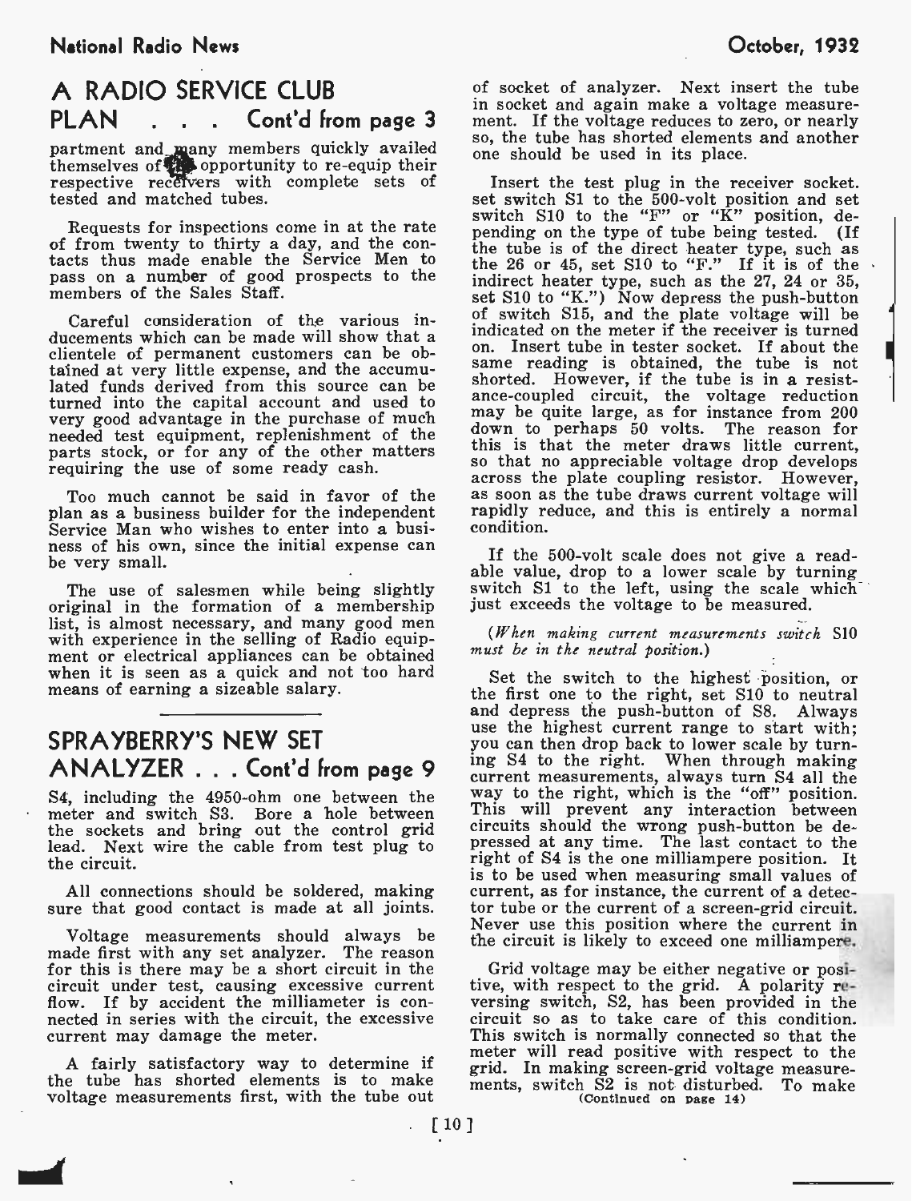## A RADIO SERVICE CLUB PLAN . . . Cont'd from page 3

partment and many members quickly availed themselves of the opportunity to re-equip their respective receivers with complete sets of tested and matched tubes.

Requests for inspections come in at the rate of from twenty to thirty a day, and the contacts thus made enable the Service Men to pass on a number of good prospects to the members of the Sales Staff.

Careful consideration of the various inducements which can be made will show that a clientele of permanent customers can be obtained at very little expense, and the accumulated funds derived from this source can be turned into the capital account and used to very good advantage in the purchase of much needed test equipment, replenishment of the parts stock, or for any of the other matters requiring the use of some ready cash.

Too much cannot be said in favor of the plan as a business builder for the independent Service Man who wishes to enter into a business of his own, since the initial expense can be very small.

The use of salesmen while being slightly original in the formation of a membership list, is almost necessary, and many good men with experience in the selling of Radio equipment or electrical appliances can be obtained when it is seen as a quick and not too hard means of earning a sizeable salary.

## SPRAYBERRY'S NEW SET ANALYZER . . . Cont'd from page 9

S4, including the 4950-ohm one between the meter and switch S3. Bore a hole between the sockets and bring out the control grid lead. Next wire the cable from test plug to the circuit.

All connections should be soldered, making sure that good contact is made at all joints.

Voltage measurements should always be made first with any set analyzer. The reason for this is there may be a short circuit in the circuit under test, causing excessive current flow. If by accident the milliameter is connected in series with the circuit, the excessive current may damage the meter.

A fairly satisfactory way to determine if the tube has shorted elements is to make voltage measurements first, with the tube out of socket of analyzer. Next insert the tube in socket and again make a voltage measurement. If the voltage reduces to zero, or nearly so, the tube has shorted elements and another one should be used in its place.

Insert the test plug in the receiver socket. set switch S1 to the 500-volt position and set switch S10 to the "F" or "K" position, depending on the type of tube being tested. (If the tube is of the direct heater type, such as the 26 or 45, set S10 to "F." If it is of the indirect heater type, such as the 27, 24 or 35, set S10 to "K.") Now depress the push-button of switch S15, and the plate voltage will be indicated on the meter if the receiver is turned on. Insert tube in tester socket. If about the same reading is obtained, the tube is not shorted. However, if the tube is in a resistance-coupled circuit, the voltage reduction may be quite large, as for instance from 200 down to perhaps 50 volts. The reason for this is that the meter draws little current, so that no appreciable voltage drop develops across the plate coupling resistor. However, as soon as the tube draws current voltage will rapidly reduce, and this is entirely a normal condition.

If the 500-volt scale does not give a readable value, drop to a lower scale by turning switch S1 to the left, using the scale which just exceeds the voltage to be measured.

*(When making current measurements switch S10 must be in the neutral position.)*

Set the switch to the highest position, or the first one to the right, set S10 to neutral and depress the push-button of S8. Always use the highest current range to start with; you can then drop back to lower scale by turning S4 to the right. When through making current measurements, always turn S4 all the way to the right, which is the "off" position. This will prevent any interaction between circuits should the wrong push-button be depressed at any time. The last contact to the right of S4 is the one milliampere position. It is to be used when measuring small values of current, as for instance, the current of a detector tube or the current of a screen-grid circuit. Never use this position where the current in the circuit is likely to exceed one milliampere.

Grid voltage may be either negative or positive, with respect to the grid. A polarity reversing switch, S2, has been provided in the circuit so as to take care of this condition. This switch is normally connected so that the meter will read positive with respect to the grid. In making screen-grid voltage measurements, switch S2 is not disturbed. To make

(Continued on page 14)